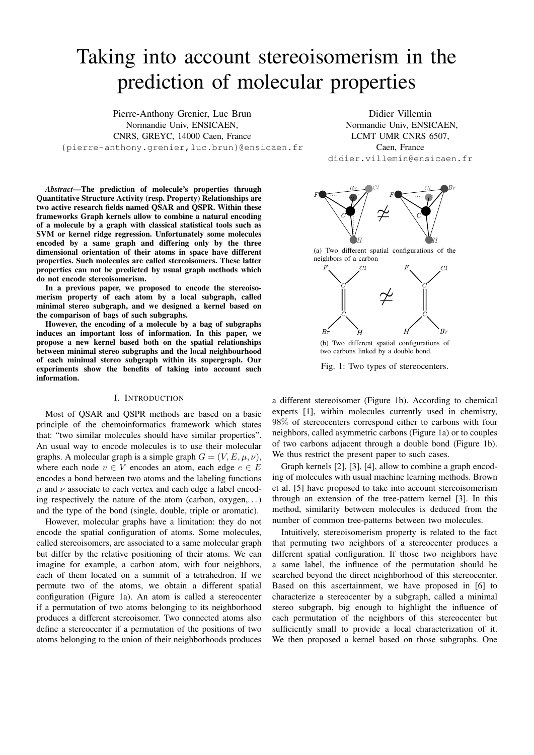# Taking into account stereoisomerism in the prediction of molecular properties

Pierre-Anthony Grenier, Luc Brun
Normandie Univ, ENSICAEN,
CNRS, GREYC, 14000 Caen, France
{pierre-anthony.grenier,luc.brun}@ensicaen.fr

Didier Villemin
Normandie Univ, ENSICAEN,
LCMT UMR CNRS 6507,
Caen, France
didier.villemin@ensicaen.fr

***Abstract*—The prediction of molecule's properties through Quantitative Structure Activity (resp. Property) Relationships are two active research fields named QSAR and QSPR. Within these frameworks Graph kernels allow to combine a natural encoding of a molecule by a graph with classical statistical tools such as SVM or kernel ridge regression. Unfortunately some molecules encoded by a same graph and differing only by the three dimensional orientation of their atoms in space have different properties. Such molecules are called stereoisomers. These latter properties can not be predicted by usual graph methods which do not encode stereoisomerism.**

**In a previous paper, we proposed to encode the stereoisomerism property of each atom by a local subgraph, called minimal stereo subgraph, and we designed a kernel based on the comparison of bags of such subgraphs.**

**However, the encoding of a molecule by a bag of subgraphs induces an important loss of information. In this paper, we propose a new kernel based both on the spatial relationships between minimal stereo subgraphs and the local neighbourhood of each minimal stereo subgraph within its supergraph. Our experiments show the benefits of taking into account such information.**

(a) Two different spatial configurations of the neighbors of a carbon

(b) Two different spatial configurations of two carbons linked by a double bond.

Fig. 1: Two types of stereocenters.

## I. Introduction

Most of QSAR and QSPR methods are based on a basic principle of the chemoinformatics framework which states that: "two similar molecules should have similar properties". An usual way to encode molecules is to use their molecular graphs. A molecular graph is a simple graph $G = (V, E, \mu, \nu)$, where each node $v \in V$ encodes an atom, each edge $e \in E$ encodes a bond between two atoms and the labeling functions $\mu$ and $\nu$ associate to each vertex and each edge a label encoding respectively the nature of the atom (carbon, oxygen,...) and the type of the bond (single, double, triple or aromatic).

However, molecular graphs have a limitation: they do not encode the spatial configuration of atoms. Some molecules, called stereoisomers, are associated to a same molecular graph but differ by the relative positioning of their atoms. We can imagine for example, a carbon atom, with four neighbors, each of them located on a summit of a tetrahedron. If we permute two of the atoms, we obtain a different spatial configuration (Figure 1a). An atom is called a stereocenter if a permutation of two atoms belonging to its neighborhood produces a different stereoisomer. Two connected atoms also define a stereocenter if a permutation of the positions of two atoms belonging to the union of their neighborhoods produces a different stereoisomer (Figure 1b). According to chemical experts [1], within molecules currently used in chemistry, $98\%$ of stereocenters correspond either to carbons with four neighbors, called asymmetric carbons (Figure 1a) or to couples of two carbons adjacent through a double bond (Figure 1b). We thus restrict the present paper to such cases.

Graph kernels [2], [3], [4], allow to combine a graph encoding of molecules with usual machine learning methods. Brown et al. [5] have proposed to take into account stereoisomerism through an extension of the tree-pattern kernel [3]. In this method, similarity between molecules is deduced from the number of common tree-patterns between two molecules.

Intuitively, stereoisomerism property is related to the fact that permuting two neighbors of a stereocenter produces a different spatial configuration. If those two neighbors have a same label, the influence of the permutation should be searched beyond the direct neighborhood of this stereocenter. Based on this ascertainment, we have proposed in [6] to characterize a stereocenter by a subgraph, called a minimal stereo subgraph, big enough to highlight the influence of each permutation of the neighbors of this stereocenter but sufficiently small to provide a local characterization of it. We then proposed a kernel based on those subgraphs. One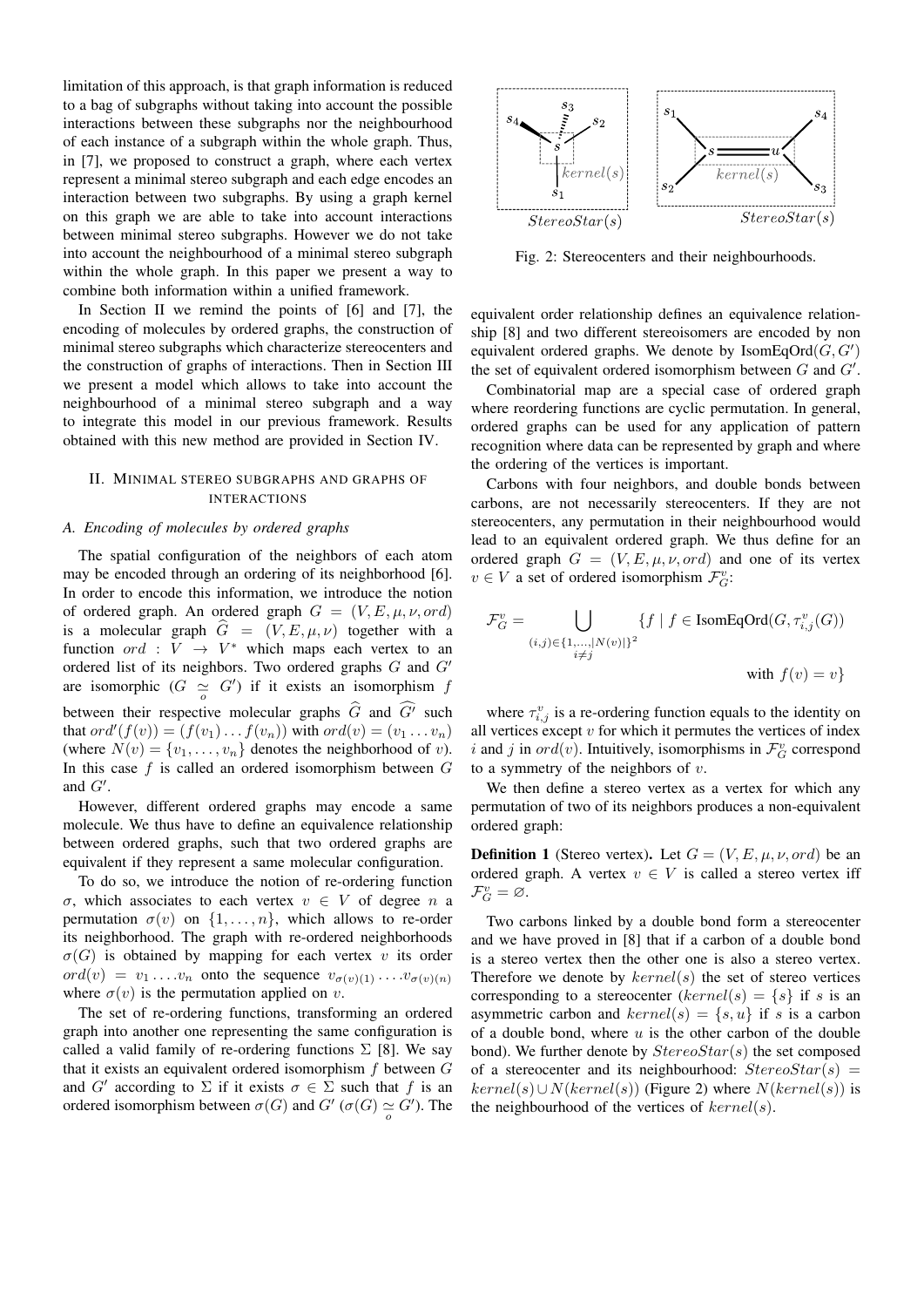limitation of this approach, is that graph information is reduced to a bag of subgraphs without taking into account the possible interactions between these subgraphs nor the neighbourhood of each instance of a subgraph within the whole graph. Thus, in [7], we proposed to construct a graph, where each vertex represent a minimal stereo subgraph and each edge encodes an interaction between two subgraphs. By using a graph kernel on this graph we are able to take into account interactions between minimal stereo subgraphs. However we do not take into account the neighbourhood of a minimal stereo subgraph within the whole graph. In this paper we present a way to combine both information within a unified framework.

In Section II we remind the points of [6] and [7], the encoding of molecules by ordered graphs, the construction of minimal stereo subgraphs which characterize stereocenters and the construction of graphs of interactions. Then in Section III we present a model which allows to take into account the neighbourhood of a minimal stereo subgraph and a way to integrate this model in our previous framework. Results obtained with this new method are provided in Section IV.

## II. Minimal stereo subgraphs and graphs of interactions

### A. Encoding of molecules by ordered graphs

The spatial configuration of the neighbors of each atom may be encoded through an ordering of its neighborhood [6]. In order to encode this information, we introduce the notion of ordered graph. An ordered graph $G = (V, E, \mu, \nu, ord)$ is a molecular graph $\widehat{G} = (V, E, \mu, \nu)$ together with a function $ord : V \rightarrow V^*$ which maps each vertex to an ordered list of its neighbors. Two ordered graphs $G$ and $G'$ are isomorphic ($G \underset{o}{\simeq} G'$) if it exists an isomorphism $f$ between their respective molecular graphs $\widehat{G}$ and $\widehat{G'}$ such that $ord'(f(v)) = (f(v_1) \dots f(v_n))$ with $ord(v) = (v_1 \dots v_n)$ (where $N(v) = \{v_1, \dots, v_n\}$ denotes the neighborhood of $v$). In this case $f$ is called an ordered isomorphism between $G$ and $G'$.

However, different ordered graphs may encode a same molecule. We thus have to define an equivalence relationship between ordered graphs, such that two ordered graphs are equivalent if they represent a same molecular configuration.

To do so, we introduce the notion of re-ordering function $\sigma$, which associates to each vertex $v \in V$ of degree $n$ a permutation $\sigma(v)$ on $\{1, \dots, n\}$, which allows to re-order its neighborhood. The graph with re-ordered neighborhoods $\sigma(G)$ is obtained by mapping for each vertex $v$ its order $ord(v) = v_1 \dots v_n$ onto the sequence $v_{\sigma(v)(1)} \dots v_{\sigma(v)(n)}$ where $\sigma(v)$ is the permutation applied on $v$.

The set of re-ordering functions, transforming an ordered graph into another one representing the same configuration is called a valid family of re-ordering functions $\Sigma$ [8]. We say that it exists an equivalent ordered isomorphism $f$ between $G$ and $G'$ according to $\Sigma$ if it exists $\sigma \in \Sigma$ such that $f$ is an ordered isomorphism between $\sigma(G)$ and $G'$ ($\sigma(G) \underset{o}{\simeq} G'$). The equivalent order relationship defines an equivalence relationship [8] and two different stereoisomers are encoded by non equivalent ordered graphs. We denote by IsomEqOrd$(G, G')$ the set of equivalent ordered isomorphism between $G$ and $G'$.

Fig. 2: Stereocenters and their neighbourhoods.

Combinatorial map are a special case of ordered graph where reordering functions are cyclic permutation. In general, ordered graphs can be used for any application of pattern recognition where data can be represented by graph and where the ordering of the vertices is important.

Carbons with four neighbors, and double bonds between carbons, are not necessarily stereocenters. If they are not stereocenters, any permutation in their neighbourhood would lead to an equivalent ordered graph. We thus define for an ordered graph $G = (V, E, \mu, \nu, ord)$ and one of its vertex $v \in V$ a set of ordered isomorphism $\mathcal{F}_G^v$:

$$\mathcal{F}_G^v = \bigcup_{\substack{(i,j) \in \{1, \dots, |N(v)|\}^2 \\ i \neq j}} \{f \mid f \in \text{IsomEqOrd}(G, \tau_{i,j}^v(G)) \text{ with } f(v) = v\}$$

where $\tau_{i,j}^v$ is a re-ordering function equals to the identity on all vertices except $v$ for which it permutes the vertices of index $i$ and $j$ in $ord(v)$. Intuitively, isomorphisms in $\mathcal{F}_G^v$ correspond to a symmetry of the neighbors of $v$.

We then define a stereo vertex as a vertex for which any permutation of two of its neighbors produces a non-equivalent ordered graph:

**Definition 1** (Stereo vertex)**.** Let $G = (V, E, \mu, \nu, ord)$ be an ordered graph. A vertex $v \in V$ is called a stereo vertex iff $\mathcal{F}_G^v = \varnothing$.

Two carbons linked by a double bond form a stereocenter and we have proved in [8] that if a carbon of a double bond is a stereo vertex then the other one is also a stereo vertex. Therefore we denote by $kernel(s)$ the set of stereo vertices corresponding to a stereocenter ($kernel(s) = \{s\}$ if $s$ is an asymmetric carbon and $kernel(s) = \{s, u\}$ if $s$ is a carbon of a double bond, where $u$ is the other carbon of the double bond). We further denote by $StereoStar(s)$ the set composed of a stereocenter and its neighbourhood: $StereoStar(s) = kernel(s) \cup N(kernel(s))$ (Figure 2) where $N(kernel(s))$ is the neighbourhood of the vertices of $kernel(s)$.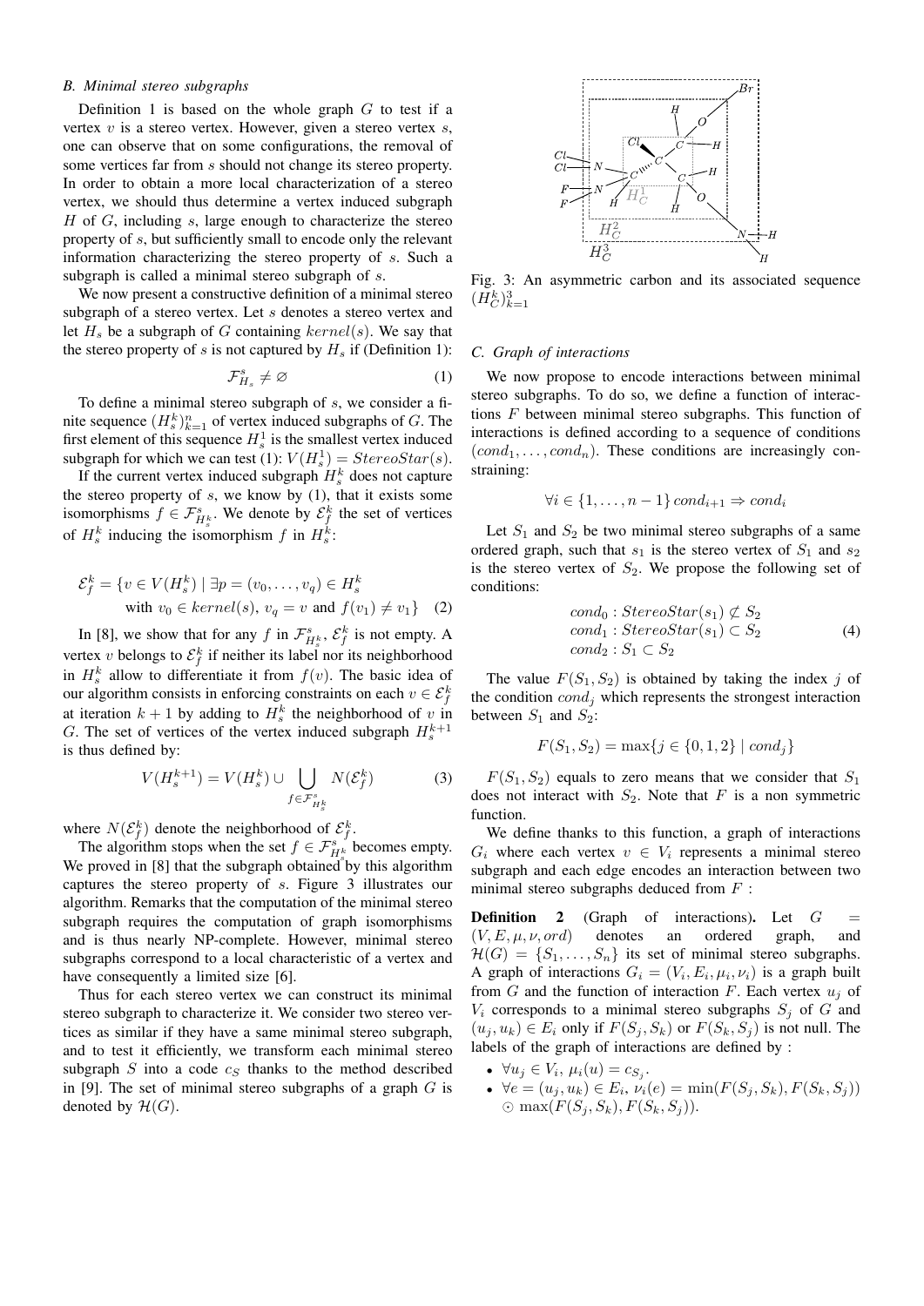### B. Minimal stereo subgraphs

Definition 1 is based on the whole graph $G$ to test if a vertex $v$ is a stereo vertex. However, given a stereo vertex $s$, one can observe that on some configurations, the removal of some vertices far from $s$ should not change its stereo property. In order to obtain a more local characterization of a stereo vertex, we should thus determine a vertex induced subgraph $H$ of $G$, including $s$, large enough to characterize the stereo property of $s$, but sufficiently small to encode only the relevant information characterizing the stereo property of $s$. Such a subgraph is called a minimal stereo subgraph of $s$.

We now present a constructive definition of a minimal stereo subgraph of a stereo vertex. Let $s$ denotes a stereo vertex and let $H_s$ be a subgraph of $G$ containing $kernel(s)$. We say that the stereo property of $s$ is not captured by $H_s$ if (Definition 1):

$$\mathcal{F}^s_{H_s} \neq \varnothing \tag{1}$$

To define a minimal stereo subgraph of $s$, we consider a finite sequence $(H^k_s)^n_{k=1}$ of vertex induced subgraphs of $G$. The first element of this sequence $H^1_s$ is the smallest vertex induced subgraph for which we can test (1): $V(H^1_s) = StereoStar(s)$.

If the current vertex induced subgraph $H^k_s$ does not capture the stereo property of $s$, we know by (1), that it exists some isomorphisms $f \in \mathcal{F}^s_{H^k_s}$. We denote by $\mathcal{E}^k_f$ the set of vertices of $H^k_s$ inducing the isomorphism $f$ in $H^k_s$:

$$\mathcal{E}^k_f = \{v \in V(H^k_s) \mid \exists p = (v_0, \ldots, v_q) \in H^k_s \text{ with } v_0 \in kernel(s),\ v_q = v \text{ and } f(v_1) \neq v_1\} \tag{2}$$

In [8], we show that for any $f$ in $\mathcal{F}^s_{H^k_s}$, $\mathcal{E}^k_f$ is not empty. A vertex $v$ belongs to $\mathcal{E}^k_f$ if neither its label nor its neighborhood in $H^k_s$ allow to differentiate it from $f(v)$. The basic idea of our algorithm consists in enforcing constraints on each $v \in \mathcal{E}^k_f$ at iteration $k+1$ by adding to $H^k_s$ the neighborhood of $v$ in $G$. The set of vertices of the vertex induced subgraph $H^{k+1}_s$ is thus defined by:

$$V(H^{k+1}_s) = V(H^k_s) \cup \bigcup_{f \in \mathcal{F}^s_{H^k_s}} N(\mathcal{E}^k_f) \tag{3}$$

where $N(\mathcal{E}^k_f)$ denote the neighborhood of $\mathcal{E}^k_f$.

The algorithm stops when the set $f \in \mathcal{F}^s_{H^k_s}$ becomes empty. We proved in [8] that the subgraph obtained by this algorithm captures the stereo property of $s$. Figure 3 illustrates our algorithm. Remarks that the computation of the minimal stereo subgraph requires the computation of graph isomorphisms and is thus nearly NP-complete. However, minimal stereo subgraphs correspond to a local characteristic of a vertex and have consequently a limited size [6].

Thus for each stereo vertex we can construct its minimal stereo subgraph to characterize it. We consider two stereo vertices as similar if they have a same minimal stereo subgraph, and to test it efficiently, we transform each minimal stereo subgraph $S$ into a code $c_S$ thanks to the method described in [9]. The set of minimal stereo subgraphs of a graph $G$ is denoted by $\mathcal{H}(G)$.

Fig. 3: An asymmetric carbon and its associated sequence $(H^k_C)^3_{k=1}$

### C. Graph of interactions

We now propose to encode interactions between minimal stereo subgraphs. To do so, we define a function of interactions $F$ between minimal stereo subgraphs. This function of interactions is defined according to a sequence of conditions $(cond_1, \ldots, cond_n)$. These conditions are increasingly constraining:

$$\forall i \in \{1, \ldots, n-1\}\, cond_{i+1} \Rightarrow cond_i$$

Let $S_1$ and $S_2$ be two minimal stereo subgraphs of a same ordered graph, such that $s_1$ is the stereo vertex of $S_1$ and $s_2$ is the stereo vertex of $S_2$. We propose the following set of conditions:

$$\begin{aligned} &cond_0 : StereoStar(s_1) \not\subset S_2 \\ &cond_1 : StereoStar(s_1) \subset S_2 \\ &cond_2 : S_1 \subset S_2 \end{aligned} \tag{4}$$

The value $F(S_1, S_2)$ is obtained by taking the index $j$ of the condition $cond_j$ which represents the strongest interaction between $S_1$ and $S_2$:

$$F(S_1, S_2) = \max\{j \in \{0, 1, 2\} \mid cond_j\}$$

$F(S_1, S_2)$ equals to zero means that we consider that $S_1$ does not interact with $S_2$. Note that $F$ is a non symmetric function.

We define thanks to this function, a graph of interactions $G_i$ where each vertex $v \in V_i$ represents a minimal stereo subgraph and each edge encodes an interaction between two minimal stereo subgraphs deduced from $F$ :

**Definition 2** (Graph of interactions)**.** Let $G = (V, E, \mu, \nu, ord)$ denotes an ordered graph, and $\mathcal{H}(G) = \{S_1, \ldots, S_n\}$ its set of minimal stereo subgraphs. A graph of interactions $G_i = (V_i, E_i, \mu_i, \nu_i)$ is a graph built from $G$ and the function of interaction $F$. Each vertex $u_j$ of $V_i$ corresponds to a minimal stereo subgraphs $S_j$ of $G$ and $(u_j, u_k) \in E_i$ only if $F(S_j, S_k)$ or $F(S_k, S_j)$ is not null. The labels of the graph of interactions are defined by :

- $\forall u_j \in V_i,\ \mu_i(u) = c_{S_j}$.
- $\forall e = (u_j, u_k) \in E_i,\ \nu_i(e) = \min(F(S_j, S_k), F(S_k, S_j)) \odot \max(F(S_j, S_k), F(S_k, S_j))$.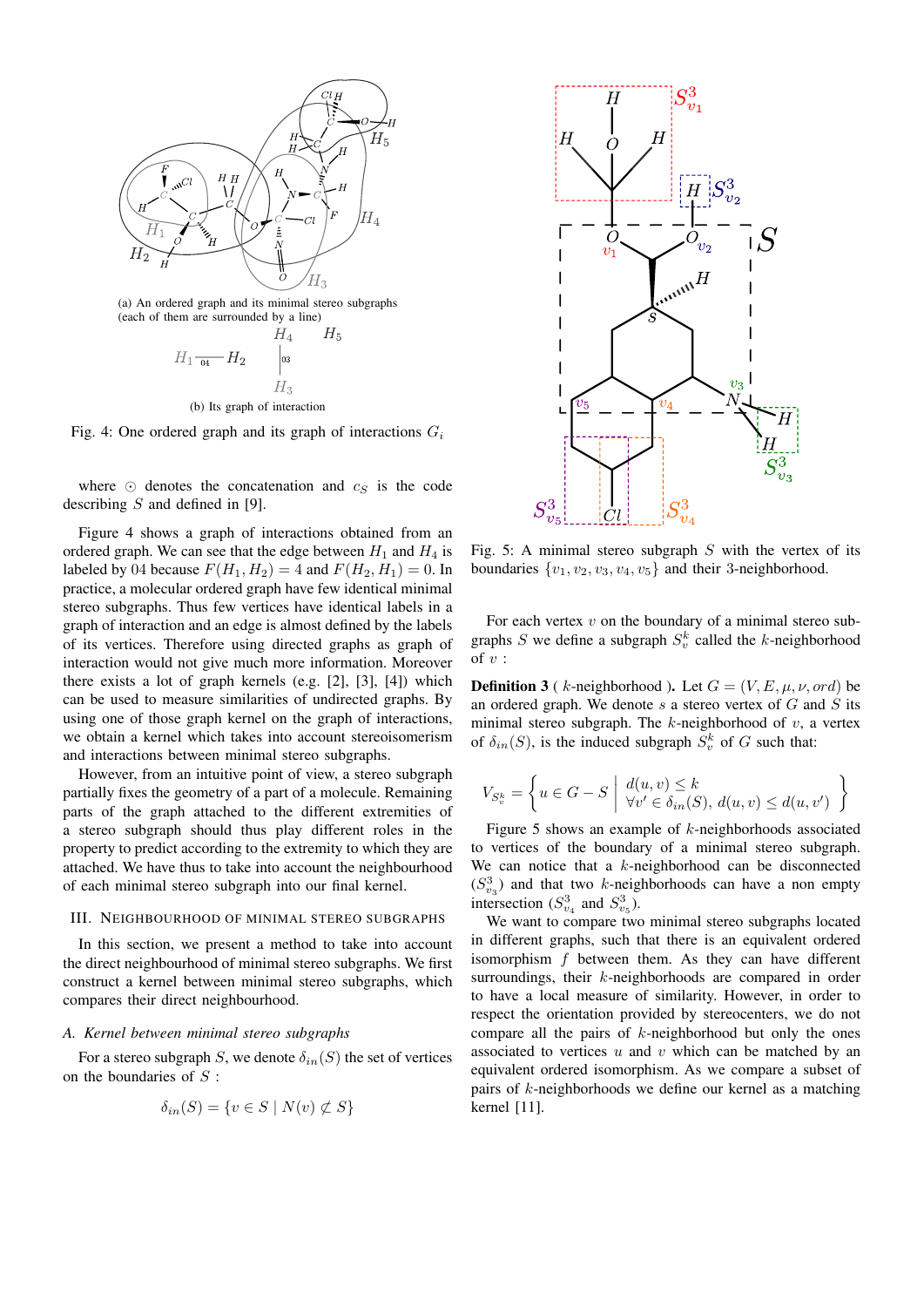(a) An ordered graph and its minimal stereo subgraphs (each of them are surrounded by a line)

(b) Its graph of interaction

Fig. 4: One ordered graph and its graph of interactions $G_i$

where $\odot$ denotes the concatenation and $c_S$ is the code describing $S$ and defined in [9].

Figure 4 shows a graph of interactions obtained from an ordered graph. We can see that the edge between $H_1$ and $H_4$ is labeled by 04 because $F(H_1, H_2) = 4$ and $F(H_2, H_1) = 0$. In practice, a molecular ordered graph have few identical minimal stereo subgraphs. Thus few vertices have identical labels in a graph of interaction and an edge is almost defined by the labels of its vertices. Therefore using directed graphs as graph of interaction would not give much more information. Moreover there exists a lot of graph kernels (e.g. [2], [3], [4]) which can be used to measure similarities of undirected graphs. By using one of those graph kernel on the graph of interactions, we obtain a kernel which takes into account stereoisomerism and interactions between minimal stereo subgraphs.

However, from an intuitive point of view, a stereo subgraph partially fixes the geometry of a part of a molecule. Remaining parts of the graph attached to the different extremities of a stereo subgraph should thus play different roles in the property to predict according to the extremity to which they are attached. We have thus to take into account the neighbourhood of each minimal stereo subgraph into our final kernel.

## III. Neighbourhood of minimal stereo subgraphs

In this section, we present a method to take into account the direct neighbourhood of minimal stereo subgraphs. We first construct a kernel between minimal stereo subgraphs, which compares their direct neighbourhood.

### A. Kernel between minimal stereo subgraphs

For a stereo subgraph $S$, we denote $\delta_{in}(S)$ the set of vertices on the boundaries of $S$ :

$$\delta_{in}(S) = \{v \in S \mid N(v) \not\subset S\}$$

Fig. 5: A minimal stereo subgraph $S$ with the vertex of its boundaries $\{v_1, v_2, v_3, v_4, v_5\}$ and their 3-neighborhood.

For each vertex $v$ on the boundary of a minimal stereo subgraphs $S$ we define a subgraph $S_v^k$ called the $k$-neighborhood of $v$ :

**Definition 3** ( $k$-neighborhood ). Let $G = (V, E, \mu, \nu, ord)$ be an ordered graph. We denote $s$ a stereo vertex of $G$ and $S$ its minimal stereo subgraph. The $k$-neighborhood of $v$, a vertex of $\delta_{in}(S)$, is the induced subgraph $S_v^k$ of $G$ such that:

$$V_{S_v^k} = \left\{ u \in G - S \;\middle|\; \begin{array}{l} d(u,v) \le k \\ \forall v' \in \delta_{in}(S),\ d(u,v) \le d(u,v') \end{array} \right\}$$

Figure 5 shows an example of $k$-neighborhoods associated to vertices of the boundary of a minimal stereo subgraph. We can notice that a $k$-neighborhood can be disconnected ($S_{v_3}^3$) and that two $k$-neighborhoods can have a non empty intersection ($S_{v_4}^3$ and $S_{v_5}^3$).

We want to compare two minimal stereo subgraphs located in different graphs, such that there is an equivalent ordered isomorphism $f$ between them. As they can have different surroundings, their $k$-neighborhoods are compared in order to have a local measure of similarity. However, in order to respect the orientation provided by stereocenters, we do not compare all the pairs of $k$-neighborhood but only the ones associated to vertices $u$ and $v$ which can be matched by an equivalent ordered isomorphism. As we compare a subset of pairs of $k$-neighborhoods we define our kernel as a matching kernel [11].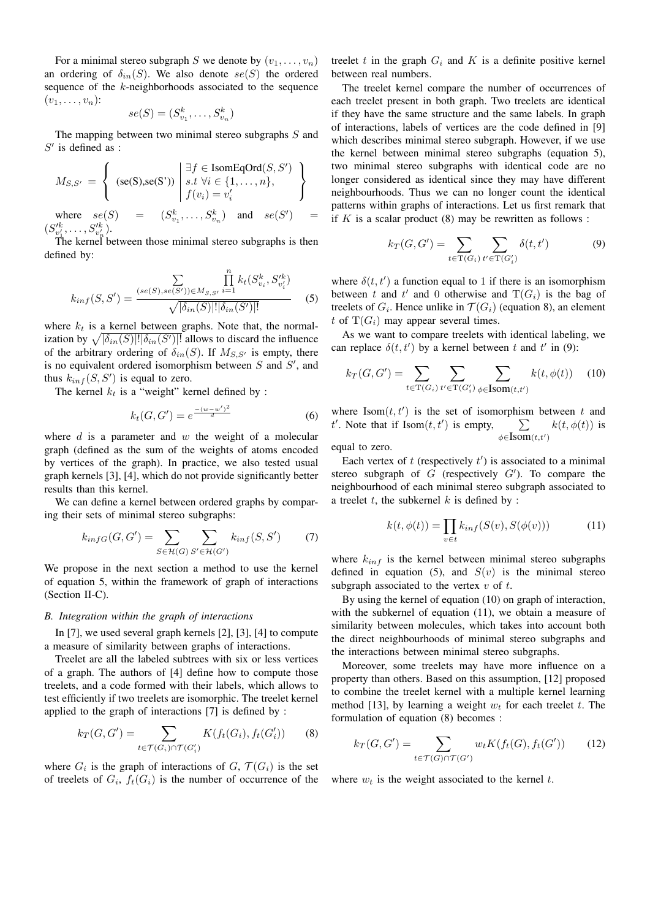For a minimal stereo subgraph $S$ we denote by $(v_1, \ldots, v_n)$ an ordering of $\delta_{in}(S)$. We also denote $se(S)$ the ordered sequence of the $k$-neighborhoods associated to the sequence $(v_1, \ldots, v_n)$:

$$se(S) = (S^k_{v_1}, \ldots, S^k_{v_n})$$

The mapping between two minimal stereo subgraphs $S$ and $S'$ is defined as :

$$M_{S,S'} = \left\{ \text{(se(S),se(S'))} \;\middle|\; \begin{array}{l} \exists f \in \text{IsomEqOrd}(S, S') \\ s.t\ \forall i \in \{1, \ldots, n\}, \\ f(v_i) = v'_i \end{array} \right\}$$

where $se(S) = (S^k_{v_1}, \ldots, S^k_{v_n})$ and $se(S') = (S'^k_{v'_1}, \ldots, S'^k_{v'_n})$.

The kernel between those minimal stereo subgraphs is then defined by:

$$k_{inf}(S, S') = \frac{\sum_{(se(S),se(S')) \in M_{S,S'}} \prod_{i=1}^{n} k_t(S^k_{v_i}, S'^k_{v'_i})}{\sqrt{|\delta_{in}(S)|!|\delta_{in}(S')|!}} \qquad (5)$$

where $k_t$ is a kernel between graphs. Note that, the normalization by $\sqrt{|\delta_{in}(S)|!|\delta_{in}(S')|!}$ allows to discard the influence of the arbitrary ordering of $\delta_{in}(S)$. If $M_{S,S'}$ is empty, there is no equivalent ordered isomorphism between $S$ and $S'$, and thus $k_{inf}(S, S')$ is equal to zero.

The kernel $k_t$ is a "weight" kernel defined by :

$$k_t(G, G') = e^{\frac{-(w-w')^2}{d}} \qquad (6)$$

where $d$ is a parameter and $w$ the weight of a molecular graph (defined as the sum of the weights of atoms encoded by vertices of the graph). In practice, we also tested usual graph kernels [3], [4], which do not provide significantly better results than this kernel.

We can define a kernel between ordered graphs by comparing their sets of minimal stereo subgraphs:

$$k_{infG}(G, G') = \sum_{S \in \mathcal{H}(G)} \sum_{S' \in \mathcal{H}(G')} k_{inf}(S, S') \qquad (7)$$

We propose in the next section a method to use the kernel of equation 5, within the framework of graph of interactions (Section II-C).

### B. Integration within the graph of interactions

In [7], we used several graph kernels [2], [3], [4] to compute a measure of similarity between graphs of interactions.

Treelet are all the labeled subtrees with six or less vertices of a graph. The authors of [4] define how to compute those treelets, and a code formed with their labels, which allows to test efficiently if two treelets are isomorphic. The treelet kernel applied to the graph of interactions [7] is defined by :

$$k_T(G, G') = \sum_{t \in \mathcal{T}(G_i) \cap \mathcal{T}(G'_i)} K(f_t(G_i), f_t(G'_i)) \qquad (8)$$

where $G_i$ is the graph of interactions of $G$, $\mathcal{T}(G_i)$ is the set of treelets of $G_i$, $f_t(G_i)$ is the number of occurrence of the treelet $t$ in the graph $G_i$ and $K$ is a definite positive kernel between real numbers.

The treelet kernel compare the number of occurrences of each treelet present in both graph. Two treelets are identical if they have the same structure and the same labels. In graph of interactions, labels of vertices are the code defined in [9] which describes minimal stereo subgraph. However, if we use the kernel between minimal stereo subgraphs (equation 5), two minimal stereo subgraphs with identical code are no longer considered as identical since they may have different neighbourhoods. Thus we can no longer count the identical patterns within graphs of interactions. Let us first remark that if $K$ is a scalar product (8) may be rewritten as follows :

$$k_T(G, G') = \sum_{t \in \mathrm{T}(G_i)} \sum_{t' \in \mathrm{T}(G'_i)} \delta(t, t') \qquad (9)$$

where $\delta(t, t')$ a function equal to 1 if there is an isomorphism between $t$ and $t'$ and 0 otherwise and $\mathrm{T}(G_i)$ is the bag of treelets of $G_i$. Hence unlike in $\mathcal{T}(G_i)$ (equation 8), an element $t$ of $\mathrm{T}(G_i)$ may appear several times.

As we want to compare treelets with identical labeling, we can replace $\delta(t, t')$ by a kernel between $t$ and $t'$ in (9):

$$k_T(G, G') = \sum_{t \in \mathrm{T}(G_i)} \sum_{t' \in \mathrm{T}(G'_i)} \sum_{\phi \in \text{Isom}(t,t')} k(t, \phi(t)) \qquad (10)$$

where $\text{Isom}(t, t')$ is the set of isomorphism between $t$ and $t'$. Note that if $\text{Isom}(t, t')$ is empty, $\sum_{\phi \in \text{Isom}(t,t')} k(t, \phi(t))$ is equal to zero.

Each vertex of $t$ (respectively $t'$) is associated to a minimal stereo subgraph of $G$ (respectively $G'$). To compare the neighbourhood of each minimal stereo subgraph associated to a treelet $t$, the subkernel $k$ is defined by :

$$k(t, \phi(t)) = \prod_{v \in t} k_{inf}(S(v), S(\phi(v))) \qquad (11)$$

where $k_{inf}$ is the kernel between minimal stereo subgraphs defined in equation (5), and $S(v)$ is the minimal stereo subgraph associated to the vertex $v$ of $t$.

By using the kernel of equation (10) on graph of interaction, with the subkernel of equation (11), we obtain a measure of similarity between molecules, which takes into account both the direct neighbourhoods of minimal stereo subgraphs and the interactions between minimal stereo subgraphs.

Moreover, some treelets may have more influence on a property than others. Based on this assumption, [12] proposed to combine the treelet kernel with a multiple kernel learning method [13], by learning a weight $w_t$ for each treelet $t$. The formulation of equation (8) becomes :

$$k_T(G, G') = \sum_{t \in \mathcal{T}(G) \cap \mathcal{T}(G')} w_t K(f_t(G), f_t(G')) \qquad (12)$$

where $w_t$ is the weight associated to the kernel $t$.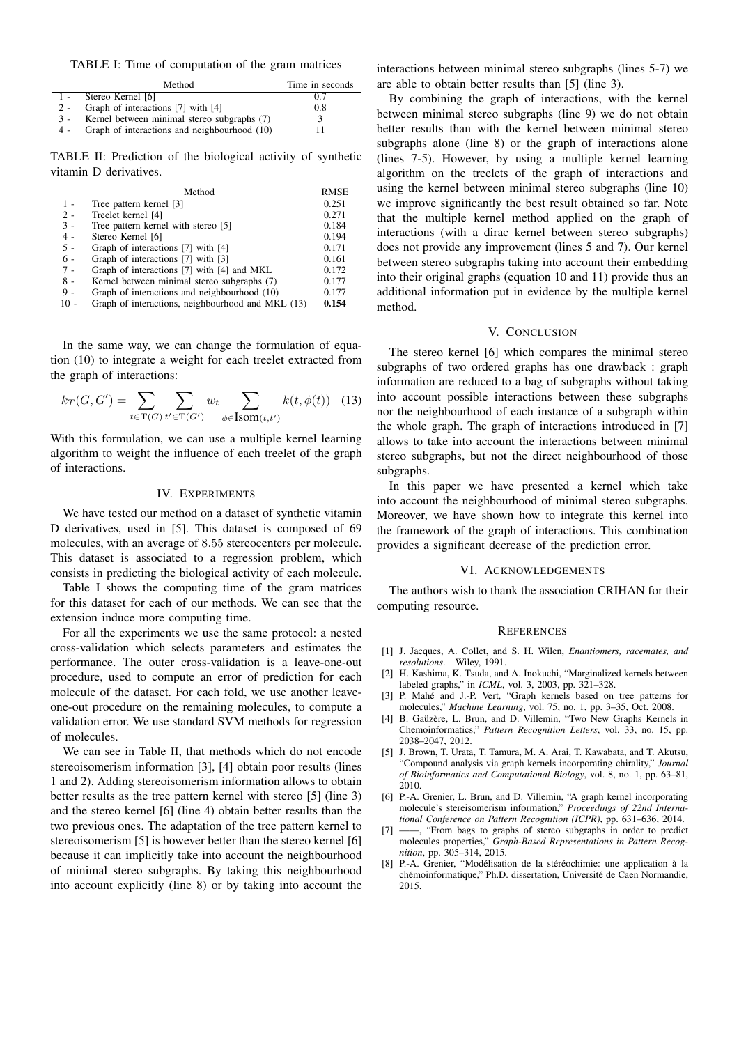TABLE I: Time of computation of the gram matrices

| | Method | Time in seconds |
|---|---|---|
| 1 - | Stereo Kernel [6] | 0.7 |
| 2 - | Graph of interactions [7] with [4] | 0.8 |
| 3 - | Kernel between minimal stereo subgraphs (7) | 3 |
| 4 - | Graph of interactions and neighbourhood (10) | 11 |

TABLE II: Prediction of the biological activity of synthetic vitamin D derivatives.

| | Method | RMSE |
|---|---|---|
| 1 - | Tree pattern kernel [3] | 0.251 |
| 2 - | Treelet kernel [4] | 0.271 |
| 3 - | Tree pattern kernel with stereo [5] | 0.184 |
| 4 - | Stereo Kernel [6] | 0.194 |
| 5 - | Graph of interactions [7] with [4] | 0.171 |
| 6 - | Graph of interactions [7] with [3] | 0.161 |
| 7 - | Graph of interactions [7] with [4] and MKL | 0.172 |
| 8 - | Kernel between minimal stereo subgraphs (7) | 0.177 |
| 9 - | Graph of interactions and neighbourhood (10) | 0.177 |
| 10 - | Graph of interactions, neighbourhood and MKL (13) | **0.154** |

In the same way, we can change the formulation of equation (10) to integrate a weight for each treelet extracted from the graph of interactions:

$$k_T(G, G') = \sum_{t \in \mathrm{T}(G)} \sum_{t' \in \mathrm{T}(G')} w_t \sum_{\phi \in \mathbf{Isom}(t,t')} k(t, \phi(t)) \quad (13)$$

With this formulation, we can use a multiple kernel learning algorithm to weight the influence of each treelet of the graph of interactions.

## IV. Experiments

We have tested our method on a dataset of synthetic vitamin D derivatives, used in [5]. This dataset is composed of 69 molecules, with an average of $8.55$ stereocenters per molecule. This dataset is associated to a regression problem, which consists in predicting the biological activity of each molecule.

Table I shows the computing time of the gram matrices for this dataset for each of our methods. We can see that the extension induce more computing time.

For all the experiments we use the same protocol: a nested cross-validation which selects parameters and estimates the performance. The outer cross-validation is a leave-one-out procedure, used to compute an error of prediction for each molecule of the dataset. For each fold, we use another leave-one-out procedure on the remaining molecules, to compute a validation error. We use standard SVM methods for regression of molecules.

We can see in Table II, that methods which do not encode stereoisomerism information [3], [4] obtain poor results (lines 1 and 2). Adding stereoisomerism information allows to obtain better results as the tree pattern kernel with stereo [5] (line 3) and the stereo kernel [6] (line 4) obtain better results than the two previous ones. The adaptation of the tree pattern kernel to stereoisomerism [5] is however better than the stereo kernel [6] because it can implicitly take into account the neighbourhood of minimal stereo subgraphs. By taking this neighbourhood into account explicitly (line 8) or by taking into account the interactions between minimal stereo subgraphs (lines 5-7) we are able to obtain better results than [5] (line 3).

By combining the graph of interactions, with the kernel between minimal stereo subgraphs (line 9) we do not obtain better results than with the kernel between minimal stereo subgraphs alone (line 8) or the graph of interactions alone (lines 7-5). However, by using a multiple kernel learning algorithm on the treelets of the graph of interactions and using the kernel between minimal stereo subgraphs (line 10) we improve significantly the best result obtained so far. Note that the multiple kernel method applied on the graph of interactions (with a dirac kernel between stereo subgraphs) does not provide any improvement (lines 5 and 7). Our kernel between stereo subgraphs taking into account their embedding into their original graphs (equation 10 and 11) provide thus an additional information put in evidence by the multiple kernel method.

## V. Conclusion

The stereo kernel [6] which compares the minimal stereo subgraphs of two ordered graphs has one drawback : graph information are reduced to a bag of subgraphs without taking into account possible interactions between these subgraphs nor the neighbourhood of each instance of a subgraph within the whole graph. The graph of interactions introduced in [7] allows to take into account the interactions between minimal stereo subgraphs, but not the direct neighbourhood of those subgraphs.

In this paper we have presented a kernel which take into account the neighbourhood of minimal stereo subgraphs. Moreover, we have shown how to integrate this kernel into the framework of the graph of interactions. This combination provides a significant decrease of the prediction error.

## VI. Acknowledgements

The authors wish to thank the association CRIHAN for their computing resource.

## References

[1] J. Jacques, A. Collet, and S. H. Wilen, *Enantiomers, racemates, and resolutions*. Wiley, 1991.

[2] H. Kashima, K. Tsuda, and A. Inokuchi, "Marginalized kernels between labeled graphs," in *ICML*, vol. 3, 2003, pp. 321–328.

[3] P. Mahé and J.-P. Vert, "Graph kernels based on tree patterns for molecules," *Machine Learning*, vol. 75, no. 1, pp. 3–35, Oct. 2008.

[4] B. Gaüzère, L. Brun, and D. Villemin, "Two New Graphs Kernels in Chemoinformatics," *Pattern Recognition Letters*, vol. 33, no. 15, pp. 2038–2047, 2012.

[5] J. Brown, T. Urata, T. Tamura, M. A. Arai, T. Kawabata, and T. Akutsu, "Compound analysis via graph kernels incorporating chirality," *Journal of Bioinformatics and Computational Biology*, vol. 8, no. 1, pp. 63–81, 2010.

[6] P.-A. Grenier, L. Brun, and D. Villemin, "A graph kernel incorporating molecule's stereisomerism information," *Proceedings of 22nd International Conference on Pattern Recognition (ICPR)*, pp. 631–636, 2014.

[7] ——, "From bags to graphs of stereo subgraphs in order to predict molecules properties," *Graph-Based Representations in Pattern Recognition*, pp. 305–314, 2015.

[8] P.-A. Grenier, "Modélisation de la stéréochimie: une application à la chémoinformatique," Ph.D. dissertation, Université de Caen Normandie, 2015.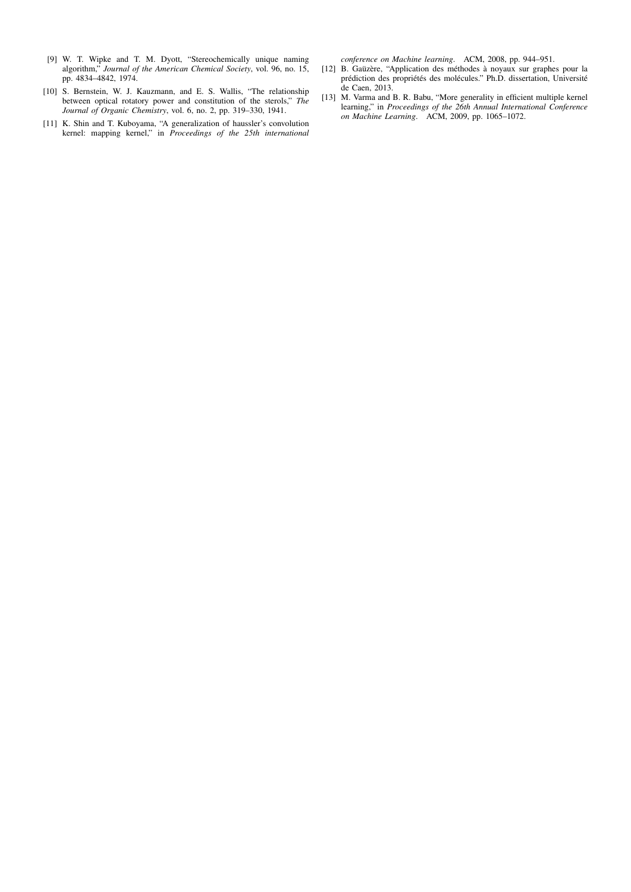[9] W. T. Wipke and T. M. Dyott, "Stereochemically unique naming algorithm," *Journal of the American Chemical Society*, vol. 96, no. 15, pp. 4834–4842, 1974.

[10] S. Bernstein, W. J. Kauzmann, and E. S. Wallis, "The relationship between optical rotatory power and constitution of the sterols," *The Journal of Organic Chemistry*, vol. 6, no. 2, pp. 319–330, 1941.

[11] K. Shin and T. Kuboyama, "A generalization of haussler's convolution kernel: mapping kernel," in *Proceedings of the 25th international conference on Machine learning*. ACM, 2008, pp. 944–951.

[12] B. Gaüzère, "Application des méthodes à noyaux sur graphes pour la prédiction des propriétés des molécules." Ph.D. dissertation, Université de Caen, 2013.

[13] M. Varma and B. R. Babu, "More generality in efficient multiple kernel learning," in *Proceedings of the 26th Annual International Conference on Machine Learning*. ACM, 2009, pp. 1065–1072.